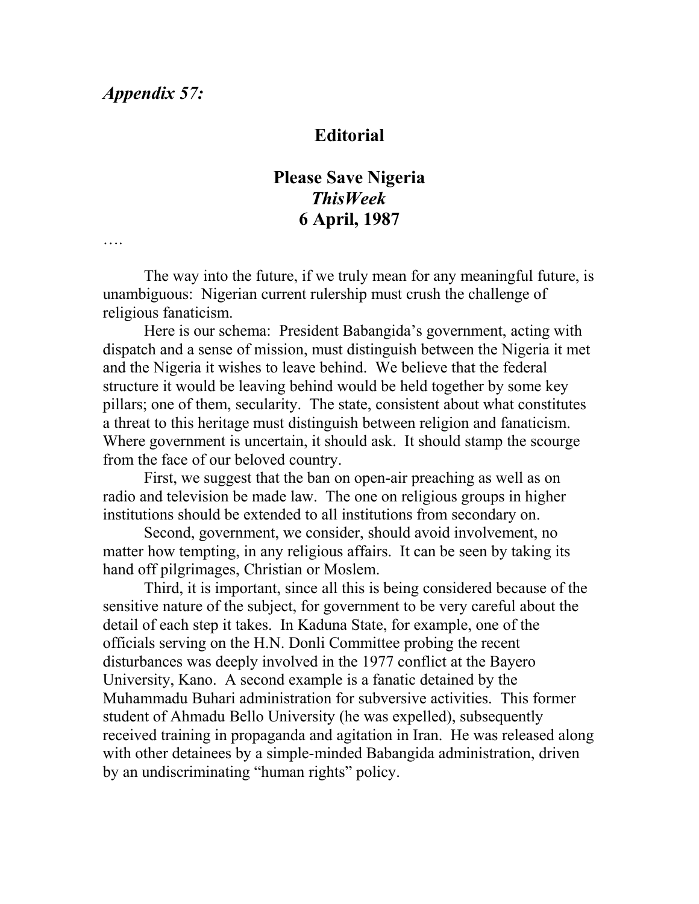*Appendix 57:*

## Editorial

## Please Save Nigeria
### *ThisWeek*
### 6 April, 1987

….

The way into the future, if we truly mean for any meaningful future, is unambiguous: Nigerian current rulership must crush the challenge of religious fanaticism.

Here is our schema: President Babangida's government, acting with dispatch and a sense of mission, must distinguish between the Nigeria it met and the Nigeria it wishes to leave behind. We believe that the federal structure it would be leaving behind would be held together by some key pillars; one of them, secularity. The state, consistent about what constitutes a threat to this heritage must distinguish between religion and fanaticism. Where government is uncertain, it should ask. It should stamp the scourge from the face of our beloved country.

First, we suggest that the ban on open-air preaching as well as on radio and television be made law. The one on religious groups in higher institutions should be extended to all institutions from secondary on.

Second, government, we consider, should avoid involvement, no matter how tempting, in any religious affairs. It can be seen by taking its hand off pilgrimages, Christian or Moslem.

Third, it is important, since all this is being considered because of the sensitive nature of the subject, for government to be very careful about the detail of each step it takes. In Kaduna State, for example, one of the officials serving on the H.N. Donli Committee probing the recent disturbances was deeply involved in the 1977 conflict at the Bayero University, Kano. A second example is a fanatic detained by the Muhammadu Buhari administration for subversive activities. This former student of Ahmadu Bello University (he was expelled), subsequently received training in propaganda and agitation in Iran. He was released along with other detainees by a simple-minded Babangida administration, driven by an undiscriminating "human rights" policy.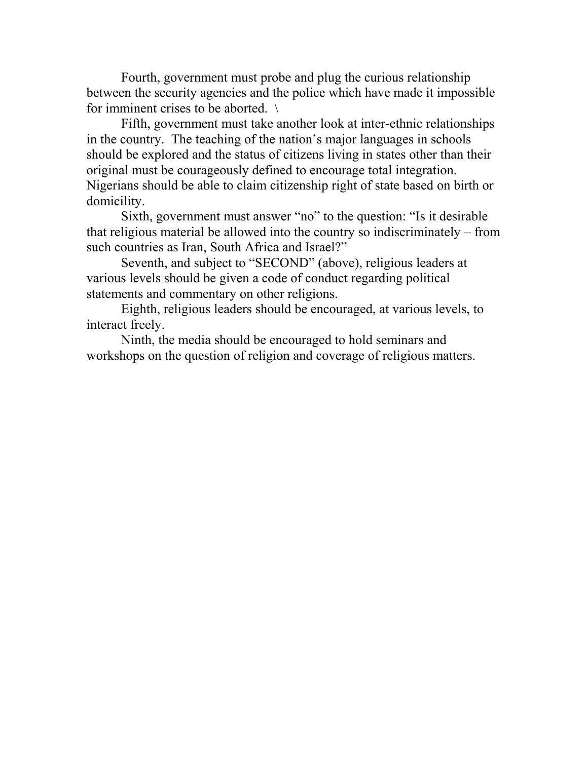Fourth, government must probe and plug the curious relationship between the security agencies and the police which have made it impossible for imminent crises to be aborted. \

Fifth, government must take another look at inter-ethnic relationships in the country. The teaching of the nation's major languages in schools should be explored and the status of citizens living in states other than their original must be courageously defined to encourage total integration. Nigerians should be able to claim citizenship right of state based on birth or domicility.

Sixth, government must answer "no" to the question: "Is it desirable that religious material be allowed into the country so indiscriminately – from such countries as Iran, South Africa and Israel?"

Seventh, and subject to "SECOND" (above), religious leaders at various levels should be given a code of conduct regarding political statements and commentary on other religions.

Eighth, religious leaders should be encouraged, at various levels, to interact freely.

Ninth, the media should be encouraged to hold seminars and workshops on the question of religion and coverage of religious matters.